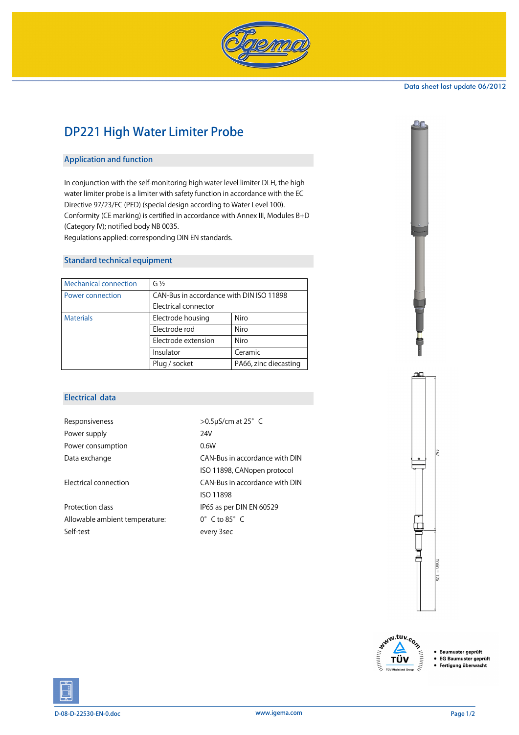Data sheet last update 06/2012

# DP221 High Water Limiter Probe

## Application and function

In conjunction with the self-monitoring high water level limiter DLH, the high water limiter probe is a limiter with safety function in accordance with the EC Directive 97/23/EC (PED) (special design according to Water Level 100). Conformity (CE marking) is certified in accordance with Annex III, Modules B+D (Category IV); notified body NB 0035.
Regulations applied: corresponding DIN EN standards.

## Standard technical equipment

| | | |
|---|---|---|
| Mechanical connection | G ½ | |
| Power connection | CAN-Bus in accordance with DIN ISO 11898<br>Electrical connector | |
| Materials | Electrode housing | Niro |
| | Electrode rod | Niro |
| | Electrode extension | Niro |
| | Insulator | Ceramic |
| | Plug / socket | PA66, zinc diecasting |

## Electrical data

| | |
|---|---|
| Responsiveness | >0.5µS/cm at 25° C |
| Power supply | 24V |
| Power consumption | 0.6W |
| Data exchange | CAN-Bus in accordance with DIN ISO 11898, CANopen protocol |
| Electrical connection | CAN-Bus in accordance with DIN ISO 11898 |
| Protection class | IP65 as per DIN EN 60529 |
| Allowable ambient temperature: | 0° C to 85° C |
| Self-test | every 3sec |

467

Ymin = 125

- Baumuster geprüft
- EG Baumuster geprüft
- Fertigung überwacht

D-08-D-22530-EN-0.doc

www.igema.com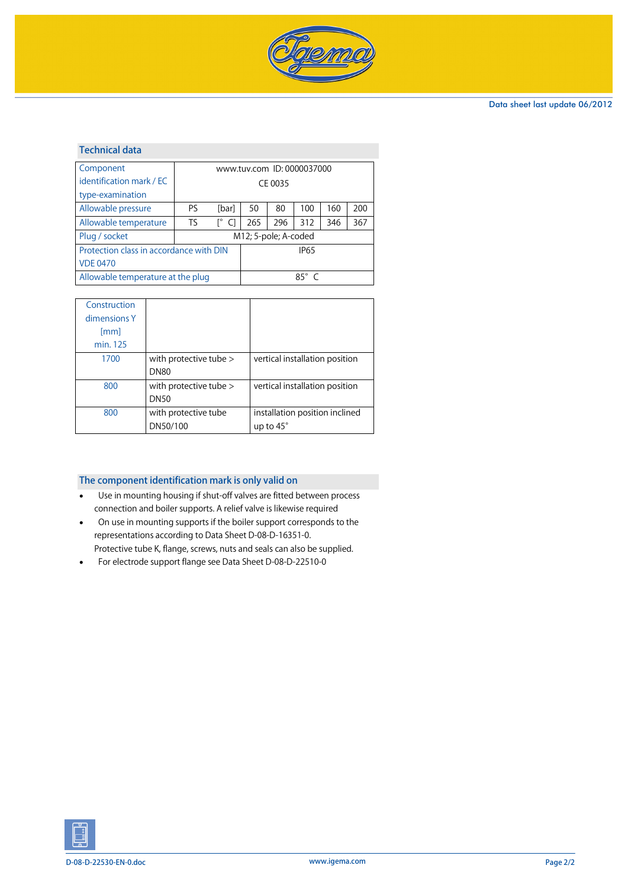Data sheet last update 06/2012

## Technical data

| | | | | | | | |
|---|---|---|---|---|---|---|---|
| Component identification mark / EC type-examination | www.tuv.com ID: 0000037000<br>CE 0035 | | | | | | |
| Allowable pressure | PS | [bar] | 50 | 80 | 100 | 160 | 200 |
| Allowable temperature | TS | [° C] | 265 | 296 | 312 | 346 | 367 |
| Plug / socket | M12; 5-pole; A-coded | | | | | | |
| Protection class in accordance with DIN VDE 0470 | IP65 | | | | | | |
| Allowable temperature at the plug | 85° C | | | | | | |

| Construction dimensions Y [mm] min. 125 | | |
|---|---|---|
| 1700 | with protective tube > DN80 | vertical installation position |
| 800 | with protective tube > DN50 | vertical installation position |
| 800 | with protective tube DN50/100 | installation position inclined up to 45° |

## The component identification mark is only valid on

- Use in mounting housing if shut-off valves are fitted between process connection and boiler supports. A relief valve is likewise required
- On use in mounting supports if the boiler support corresponds to the representations according to Data Sheet D-08-D-16351-0.
  Protective tube K, flange, screws, nuts and seals can also be supplied.
- For electrode support flange see Data Sheet D-08-D-22510-0